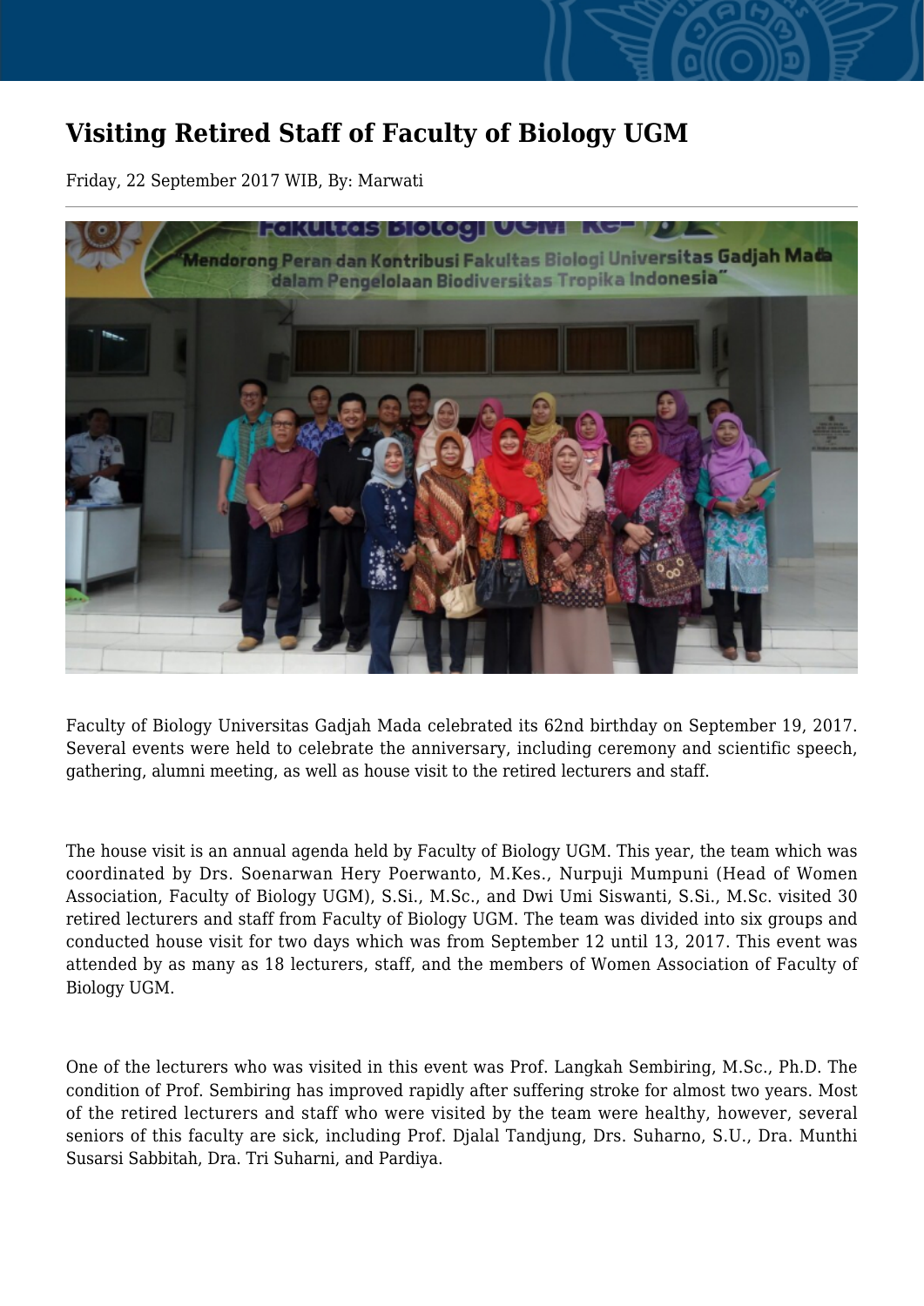# Visiting Retired Staff of Faculty of Biology UGM

Friday, 22 September 2017 WIB, By: Marwati

Faculty of Biology Universitas Gadjah Mada celebrated its 62nd birthday on September 19, 2017. Several events were held to celebrate the anniversary, including ceremony and scientific speech, gathering, alumni meeting, as well as house visit to the retired lecturers and staff.

The house visit is an annual agenda held by Faculty of Biology UGM. This year, the team which was coordinated by Drs. Soenarwan Hery Poerwanto, M.Kes., Nurpuji Mumpuni (Head of Women Association, Faculty of Biology UGM), S.Si., M.Sc., and Dwi Umi Siswanti, S.Si., M.Sc. visited 30 retired lecturers and staff from Faculty of Biology UGM. The team was divided into six groups and conducted house visit for two days which was from September 12 until 13, 2017. This event was attended by as many as 18 lecturers, staff, and the members of Women Association of Faculty of Biology UGM.

One of the lecturers who was visited in this event was Prof. Langkah Sembiring, M.Sc., Ph.D. The condition of Prof. Sembiring has improved rapidly after suffering stroke for almost two years. Most of the retired lecturers and staff who were visited by the team were healthy, however, several seniors of this faculty are sick, including Prof. Djalal Tandjung, Drs. Suharno, S.U., Dra. Munthi Susarsi Sabbitah, Dra. Tri Suharni, and Pardiya.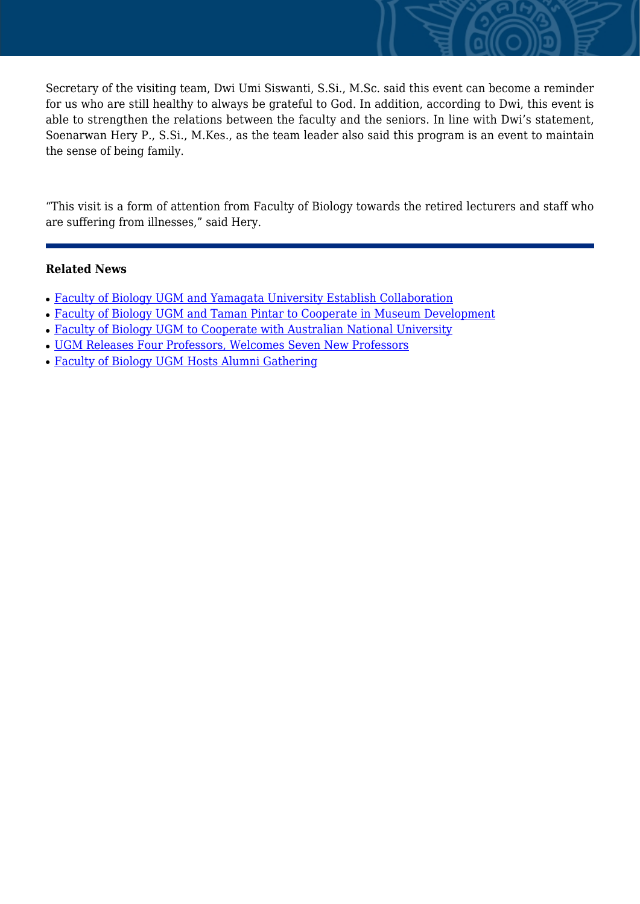Secretary of the visiting team, Dwi Umi Siswanti, S.Si., M.Sc. said this event can become a reminder for us who are still healthy to always be grateful to God. In addition, according to Dwi, this event is able to strengthen the relations between the faculty and the seniors. In line with Dwi's statement, Soenarwan Hery P., S.Si., M.Kes., as the team leader also said this program is an event to maintain the sense of being family.

"This visit is a form of attention from Faculty of Biology towards the retired lecturers and staff who are suffering from illnesses," said Hery.

---

**Related News**

- Faculty of Biology UGM and Yamagata University Establish Collaboration
- Faculty of Biology UGM and Taman Pintar to Cooperate in Museum Development
- Faculty of Biology UGM to Cooperate with Australian National University
- UGM Releases Four Professors, Welcomes Seven New Professors
- Faculty of Biology UGM Hosts Alumni Gathering